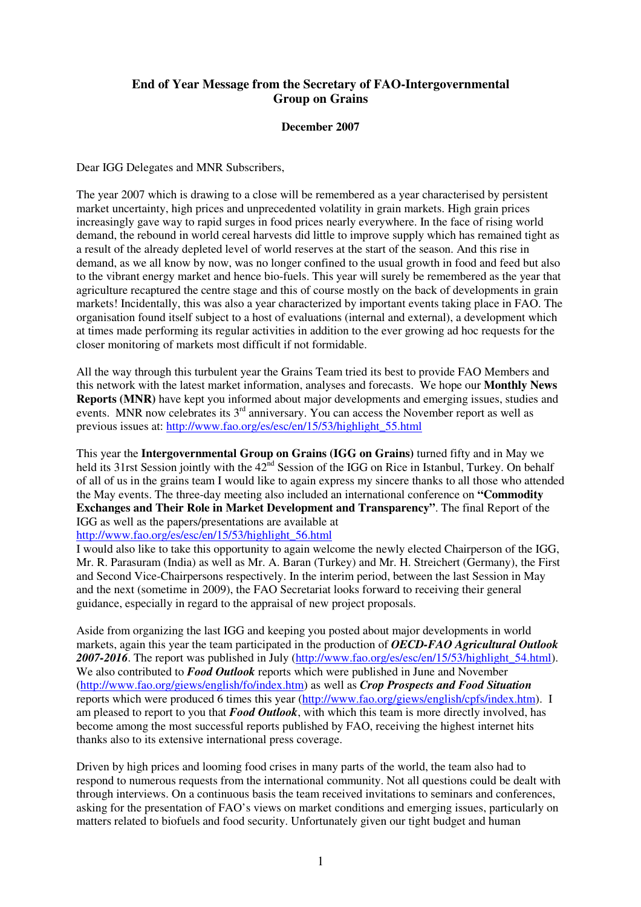# End of Year Message from the Secretary of FAO-Intergovernmental Group on Grains

**December 2007**

Dear IGG Delegates and MNR Subscribers,

The year 2007 which is drawing to a close will be remembered as a year characterised by persistent market uncertainty, high prices and unprecedented volatility in grain markets. High grain prices increasingly gave way to rapid surges in food prices nearly everywhere. In the face of rising world demand, the rebound in world cereal harvests did little to improve supply which has remained tight as a result of the already depleted level of world reserves at the start of the season. And this rise in demand, as we all know by now, was no longer confined to the usual growth in food and feed but also to the vibrant energy market and hence bio-fuels. This year will surely be remembered as the year that agriculture recaptured the centre stage and this of course mostly on the back of developments in grain markets! Incidentally, this was also a year characterized by important events taking place in FAO. The organisation found itself subject to a host of evaluations (internal and external), a development which at times made performing its regular activities in addition to the ever growing ad hoc requests for the closer monitoring of markets most difficult if not formidable.

All the way through this turbulent year the Grains Team tried its best to provide FAO Members and this network with the latest market information, analyses and forecasts. We hope our **Monthly News Reports (MNR)** have kept you informed about major developments and emerging issues, studies and events. MNR now celebrates its 3rd anniversary. You can access the November report as well as previous issues at: http://www.fao.org/es/esc/en/15/53/highlight_55.html

This year the **Intergovernmental Group on Grains (IGG on Grains)** turned fifty and in May we held its 31rst Session jointly with the 42nd Session of the IGG on Rice in Istanbul, Turkey. On behalf of all of us in the grains team I would like to again express my sincere thanks to all those who attended the May events. The three-day meeting also included an international conference on **"Commodity Exchanges and Their Role in Market Development and Transparency"**. The final Report of the IGG as well as the papers/presentations are available at http://www.fao.org/es/esc/en/15/53/highlight_56.html

I would also like to take this opportunity to again welcome the newly elected Chairperson of the IGG, Mr. R. Parasuram (India) as well as Mr. A. Baran (Turkey) and Mr. H. Streichert (Germany), the First and Second Vice-Chairpersons respectively. In the interim period, between the last Session in May and the next (sometime in 2009), the FAO Secretariat looks forward to receiving their general guidance, especially in regard to the appraisal of new project proposals.

Aside from organizing the last IGG and keeping you posted about major developments in world markets, again this year the team participated in the production of ***OECD-FAO Agricultural Outlook 2007-2016***. The report was published in July (http://www.fao.org/es/esc/en/15/53/highlight_54.html). We also contributed to ***Food Outlook*** reports which were published in June and November (http://www.fao.org/giews/english/fo/index.htm) as well as ***Crop Prospects and Food Situation*** reports which were produced 6 times this year (http://www.fao.org/giews/english/cpfs/index.htm). I am pleased to report to you that ***Food Outlook***, with which this team is more directly involved, has become among the most successful reports published by FAO, receiving the highest internet hits thanks also to its extensive international press coverage.

Driven by high prices and looming food crises in many parts of the world, the team also had to respond to numerous requests from the international community. Not all questions could be dealt with through interviews. On a continuous basis the team received invitations to seminars and conferences, asking for the presentation of FAO's views on market conditions and emerging issues, particularly on matters related to biofuels and food security. Unfortunately given our tight budget and human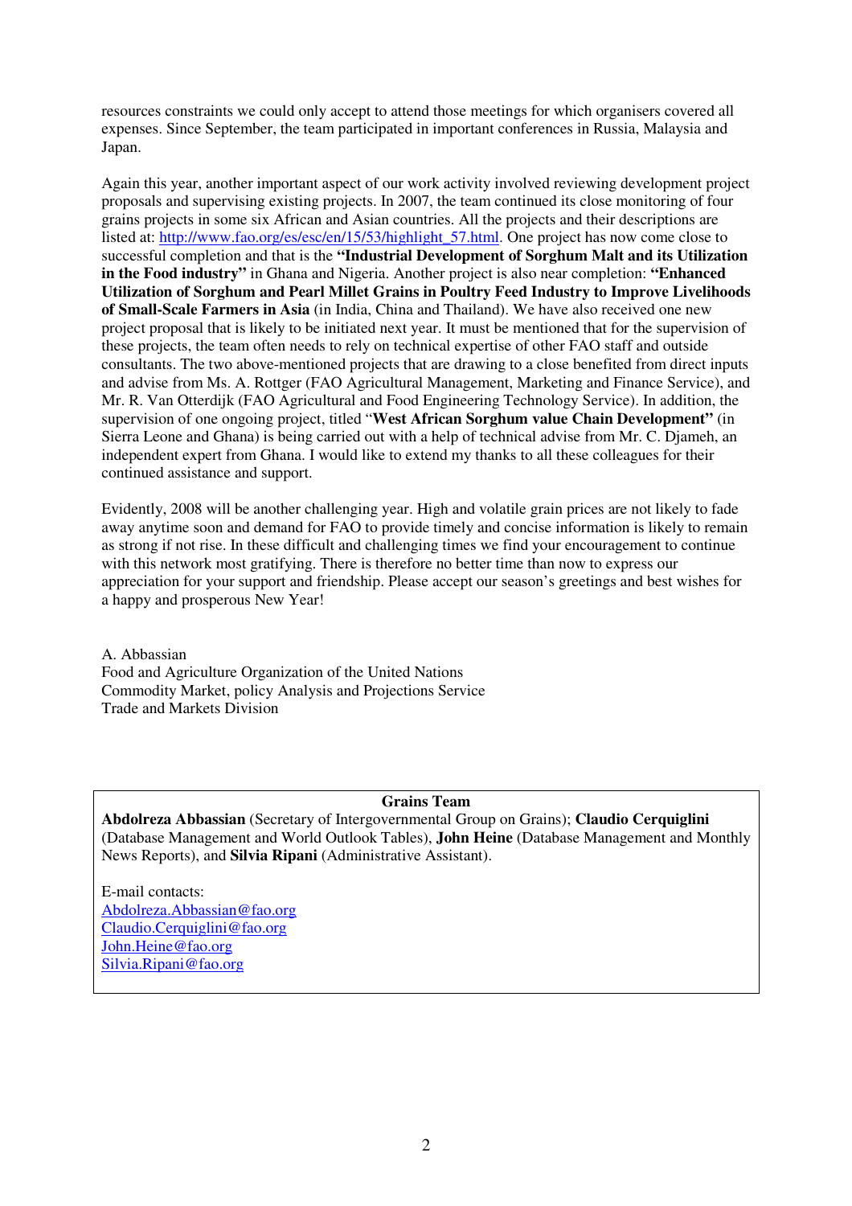resources constraints we could only accept to attend those meetings for which organisers covered all expenses. Since September, the team participated in important conferences in Russia, Malaysia and Japan.

Again this year, another important aspect of our work activity involved reviewing development project proposals and supervising existing projects. In 2007, the team continued its close monitoring of four grains projects in some six African and Asian countries. All the projects and their descriptions are listed at: http://www.fao.org/es/esc/en/15/53/highlight_57.html. One project has now come close to successful completion and that is the **"Industrial Development of Sorghum Malt and its Utilization in the Food industry"** in Ghana and Nigeria. Another project is also near completion: **"Enhanced Utilization of Sorghum and Pearl Millet Grains in Poultry Feed Industry to Improve Livelihoods of Small-Scale Farmers in Asia** (in India, China and Thailand). We have also received one new project proposal that is likely to be initiated next year. It must be mentioned that for the supervision of these projects, the team often needs to rely on technical expertise of other FAO staff and outside consultants. The two above-mentioned projects that are drawing to a close benefited from direct inputs and advise from Ms. A. Rottger (FAO Agricultural Management, Marketing and Finance Service), and Mr. R. Van Otterdijk (FAO Agricultural and Food Engineering Technology Service). In addition, the supervision of one ongoing project, titled "**West African Sorghum value Chain Development"** (in Sierra Leone and Ghana) is being carried out with a help of technical advise from Mr. C. Djameh, an independent expert from Ghana. I would like to extend my thanks to all these colleagues for their continued assistance and support.

Evidently, 2008 will be another challenging year. High and volatile grain prices are not likely to fade away anytime soon and demand for FAO to provide timely and concise information is likely to remain as strong if not rise. In these difficult and challenging times we find your encouragement to continue with this network most gratifying. There is therefore no better time than now to express our appreciation for your support and friendship. Please accept our season's greetings and best wishes for a happy and prosperous New Year!

A. Abbassian
Food and Agriculture Organization of the United Nations
Commodity Market, policy Analysis and Projections Service
Trade and Markets Division

**Grains Team**

**Abdolreza Abbassian** (Secretary of Intergovernmental Group on Grains); **Claudio Cerquiglini** (Database Management and World Outlook Tables), **John Heine** (Database Management and Monthly News Reports), and **Silvia Ripani** (Administrative Assistant).

E-mail contacts:
Abdolreza.Abbassian@fao.org
Claudio.Cerquiglini@fao.org
John.Heine@fao.org
Silvia.Ripani@fao.org